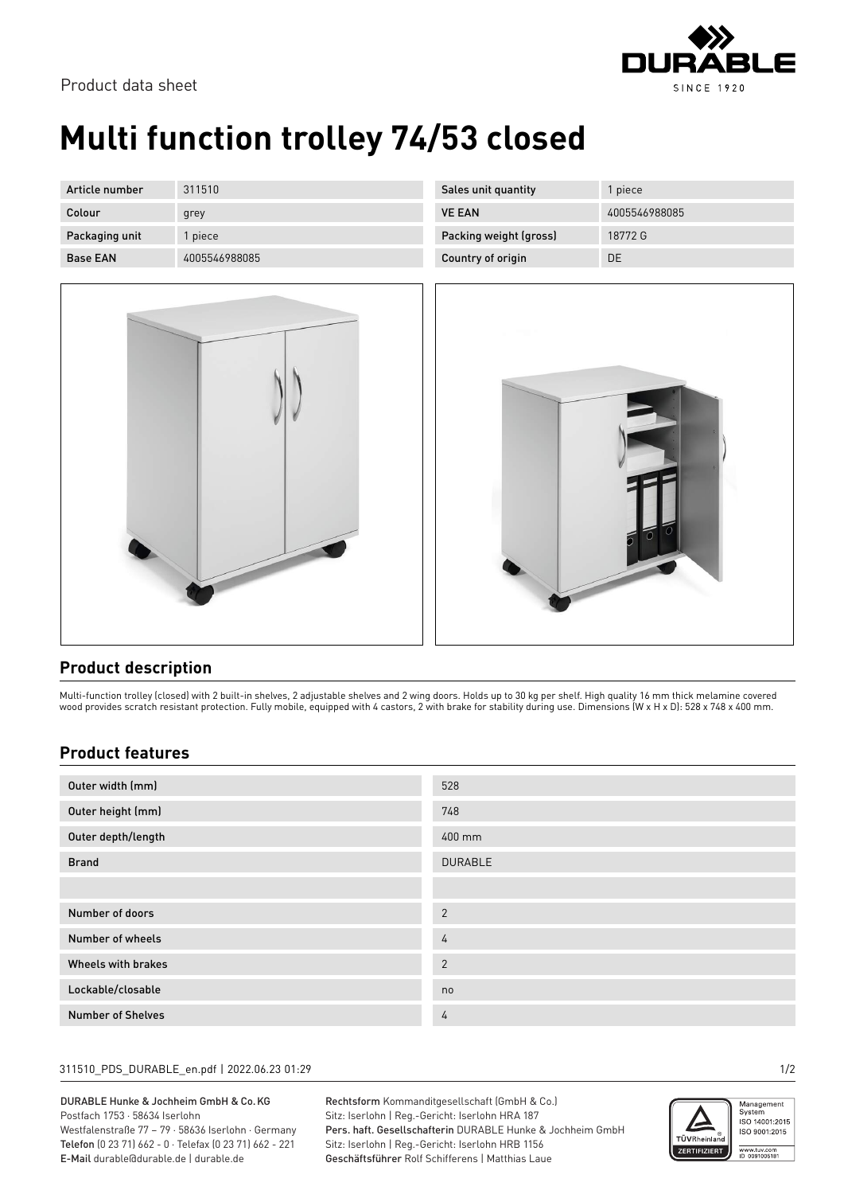Product data sheet

# Multi function trolley 74/53 closed

| Article number | 311510 | Sales unit quantity | 1 piece |
|---|---|---|---|
| Colour | grey | VE EAN | 4005546988085 |
| Packaging unit | 1 piece | Packing weight (gross) | 18772 G |
| Base EAN | 4005546988085 | Country of origin | DE |

## Product description

Multi-function trolley (closed) with 2 built-in shelves, 2 adjustable shelves and 2 wing doors. Holds up to 30 kg per shelf. High quality 16 mm thick melamine covered wood provides scratch resistant protection. Fully mobile, equipped with 4 castors, 2 with brake for stability during use. Dimensions (W x H x D): 528 x 748 x 400 mm.

## Product features

| | |
|---|---|
| Outer width (mm) | 528 |
| Outer height (mm) | 748 |
| Outer depth/length | 400 mm |
| Brand | DURABLE |
| | |
| Number of doors | 2 |
| Number of wheels | 4 |
| Wheels with brakes | 2 |
| Lockable/closable | no |
| Number of Shelves | 4 |

311510_PDS_DURABLE_en.pdf | 2022.06.23 01:29

DURABLE Hunke & Jochheim GmbH & Co.KG
Postfach 1753 · 58634 Iserlohn
Westfalenstraße 77 – 79 · 58636 Iserlohn · Germany
Telefon (0 23 71) 662 - 0 · Telefax (0 23 71) 662 - 221
E-Mail durable@durable.de | durable.de

Rechtsform Kommanditgesellschaft (GmbH & Co.)
Sitz: Iserlohn | Reg.-Gericht: Iserlohn HRA 187
Pers. haft. Gesellschafterin DURABLE Hunke & Jochheim GmbH
Sitz: Iserlohn | Reg.-Gericht: Iserlohn HRB 1156
Geschäftsführer Rolf Schifferens | Matthias Laue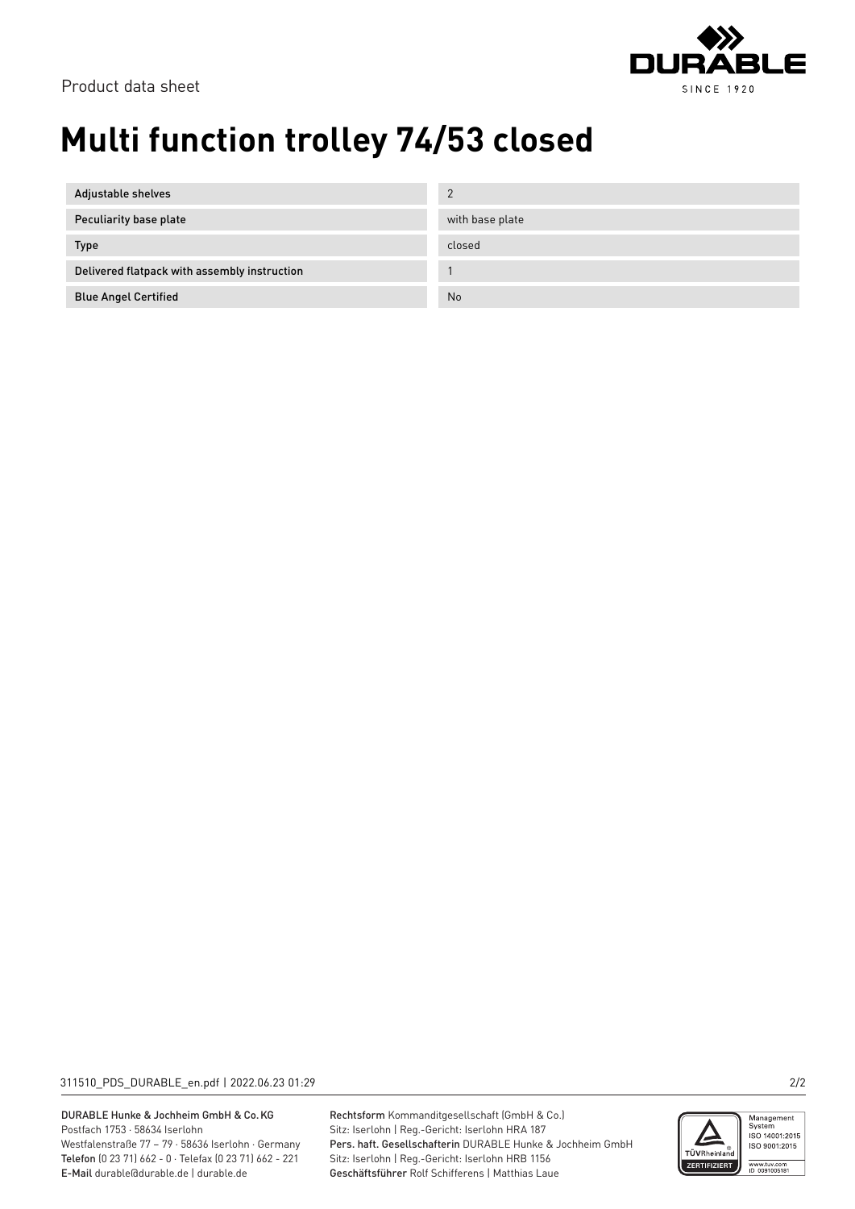Product data sheet

# Multi function trolley 74/53 closed

| | |
|---|---|
| Adjustable shelves | 2 |
| Peculiarity base plate | with base plate |
| Type | closed |
| Delivered flatpack with assembly instruction | 1 |
| Blue Angel Certified | No |

311510_PDS_DURABLE_en.pdf | 2022.06.23 01:29

DURABLE Hunke & Jochheim GmbH & Co. KG
Postfach 1753 · 58634 Iserlohn
Westfalenstraße 77 – 79 · 58636 Iserlohn · Germany
Telefon (0 23 71) 662 - 0 · Telefax (0 23 71) 662 - 221
E-Mail durable@durable.de | durable.de

Rechtsform Kommanditgesellschaft (GmbH & Co.)
Sitz: Iserlohn | Reg.-Gericht: Iserlohn HRA 187
Pers. haft. Gesellschafterin DURABLE Hunke & Jochheim GmbH
Sitz: Iserlohn | Reg.-Gericht: Iserlohn HRB 1156
Geschäftsführer Rolf Schifferens | Matthias Laue